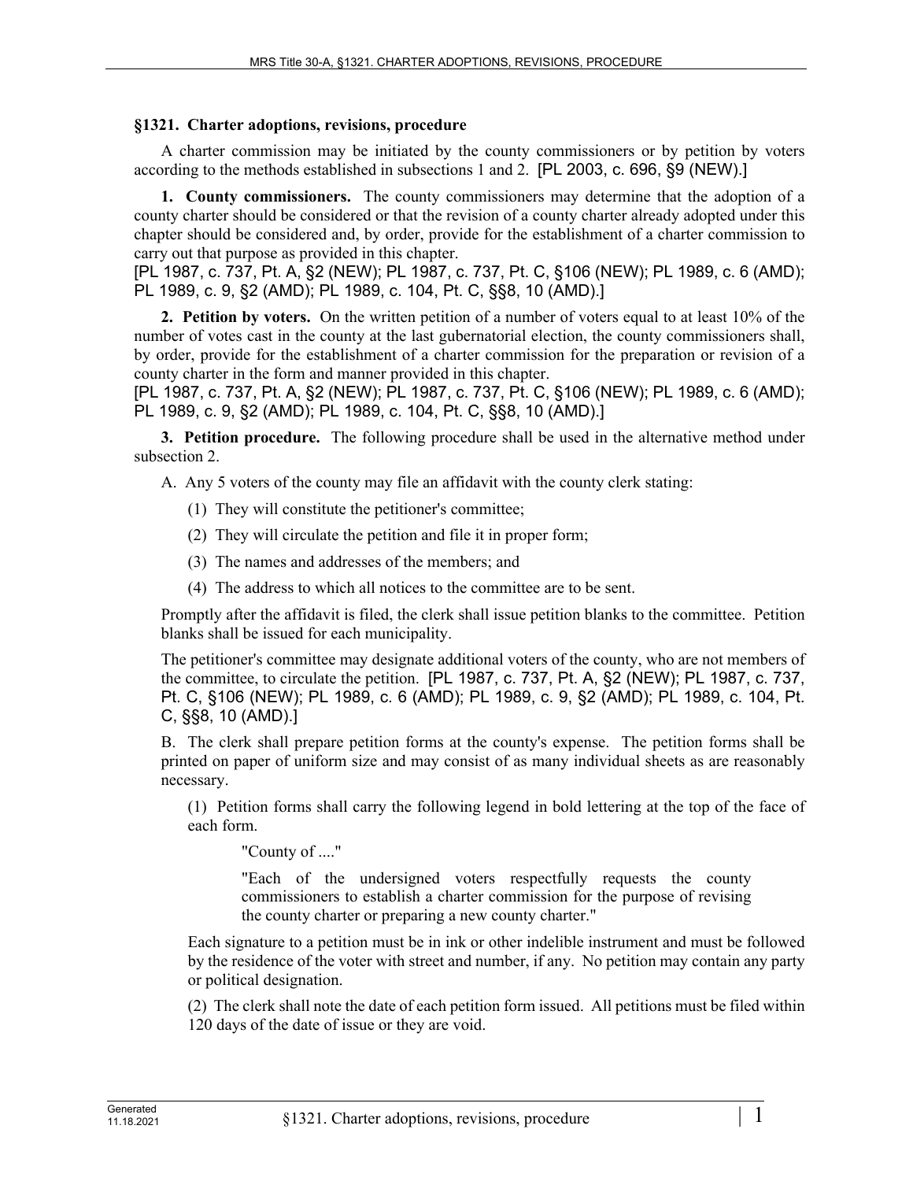## §1321. Charter adoptions, revisions, procedure

A charter commission may be initiated by the county commissioners or by petition by voters according to the methods established in subsections 1 and 2. [PL 2003, c. 696, §9 (NEW).]

**1. County commissioners.** The county commissioners may determine that the adoption of a county charter should be considered or that the revision of a county charter already adopted under this chapter should be considered and, by order, provide for the establishment of a charter commission to carry out that purpose as provided in this chapter.

[PL 1987, c. 737, Pt. A, §2 (NEW); PL 1987, c. 737, Pt. C, §106 (NEW); PL 1989, c. 6 (AMD); PL 1989, c. 9, §2 (AMD); PL 1989, c. 104, Pt. C, §§8, 10 (AMD).]

**2. Petition by voters.** On the written petition of a number of voters equal to at least 10% of the number of votes cast in the county at the last gubernatorial election, the county commissioners shall, by order, provide for the establishment of a charter commission for the preparation or revision of a county charter in the form and manner provided in this chapter.

[PL 1987, c. 737, Pt. A, §2 (NEW); PL 1987, c. 737, Pt. C, §106 (NEW); PL 1989, c. 6 (AMD); PL 1989, c. 9, §2 (AMD); PL 1989, c. 104, Pt. C, §§8, 10 (AMD).]

**3. Petition procedure.** The following procedure shall be used in the alternative method under subsection 2.

A. Any 5 voters of the county may file an affidavit with the county clerk stating:

(1) They will constitute the petitioner's committee;

(2) They will circulate the petition and file it in proper form;

(3) The names and addresses of the members; and

(4) The address to which all notices to the committee are to be sent.

Promptly after the affidavit is filed, the clerk shall issue petition blanks to the committee. Petition blanks shall be issued for each municipality.

The petitioner's committee may designate additional voters of the county, who are not members of the committee, to circulate the petition. [PL 1987, c. 737, Pt. A, §2 (NEW); PL 1987, c. 737, Pt. C, §106 (NEW); PL 1989, c. 6 (AMD); PL 1989, c. 9, §2 (AMD); PL 1989, c. 104, Pt. C, §§8, 10 (AMD).]

B. The clerk shall prepare petition forms at the county's expense. The petition forms shall be printed on paper of uniform size and may consist of as many individual sheets as are reasonably necessary.

(1) Petition forms shall carry the following legend in bold lettering at the top of the face of each form.

"County of ...."

"Each of the undersigned voters respectfully requests the county commissioners to establish a charter commission for the purpose of revising the county charter or preparing a new county charter."

Each signature to a petition must be in ink or other indelible instrument and must be followed by the residence of the voter with street and number, if any. No petition may contain any party or political designation.

(2) The clerk shall note the date of each petition form issued. All petitions must be filed within 120 days of the date of issue or they are void.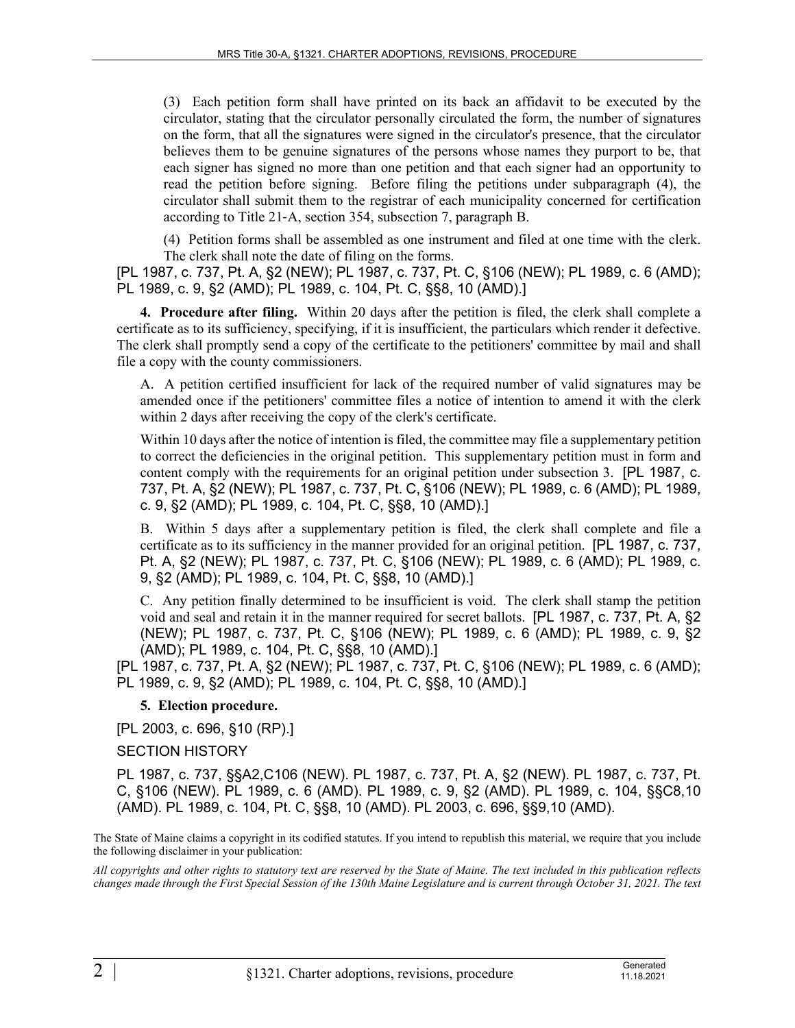(3) Each petition form shall have printed on its back an affidavit to be executed by the circulator, stating that the circulator personally circulated the form, the number of signatures on the form, that all the signatures were signed in the circulator's presence, that the circulator believes them to be genuine signatures of the persons whose names they purport to be, that each signer has signed no more than one petition and that each signer had an opportunity to read the petition before signing. Before filing the petitions under subparagraph (4), the circulator shall submit them to the registrar of each municipality concerned for certification according to Title 21-A, section 354, subsection 7, paragraph B.

(4) Petition forms shall be assembled as one instrument and filed at one time with the clerk. The clerk shall note the date of filing on the forms.

[PL 1987, c. 737, Pt. A, §2 (NEW); PL 1987, c. 737, Pt. C, §106 (NEW); PL 1989, c. 6 (AMD); PL 1989, c. 9, §2 (AMD); PL 1989, c. 104, Pt. C, §§8, 10 (AMD).]

**4. Procedure after filing.** Within 20 days after the petition is filed, the clerk shall complete a certificate as to its sufficiency, specifying, if it is insufficient, the particulars which render it defective. The clerk shall promptly send a copy of the certificate to the petitioners' committee by mail and shall file a copy with the county commissioners.

A. A petition certified insufficient for lack of the required number of valid signatures may be amended once if the petitioners' committee files a notice of intention to amend it with the clerk within 2 days after receiving the copy of the clerk's certificate.

Within 10 days after the notice of intention is filed, the committee may file a supplementary petition to correct the deficiencies in the original petition. This supplementary petition must in form and content comply with the requirements for an original petition under subsection 3. [PL 1987, c. 737, Pt. A, §2 (NEW); PL 1987, c. 737, Pt. C, §106 (NEW); PL 1989, c. 6 (AMD); PL 1989, c. 9, §2 (AMD); PL 1989, c. 104, Pt. C, §§8, 10 (AMD).]

B. Within 5 days after a supplementary petition is filed, the clerk shall complete and file a certificate as to its sufficiency in the manner provided for an original petition. [PL 1987, c. 737, Pt. A, §2 (NEW); PL 1987, c. 737, Pt. C, §106 (NEW); PL 1989, c. 6 (AMD); PL 1989, c. 9, §2 (AMD); PL 1989, c. 104, Pt. C, §§8, 10 (AMD).]

C. Any petition finally determined to be insufficient is void. The clerk shall stamp the petition void and seal and retain it in the manner required for secret ballots. [PL 1987, c. 737, Pt. A, §2 (NEW); PL 1987, c. 737, Pt. C, §106 (NEW); PL 1989, c. 6 (AMD); PL 1989, c. 9, §2 (AMD); PL 1989, c. 104, Pt. C, §§8, 10 (AMD).]

[PL 1987, c. 737, Pt. A, §2 (NEW); PL 1987, c. 737, Pt. C, §106 (NEW); PL 1989, c. 6 (AMD); PL 1989, c. 9, §2 (AMD); PL 1989, c. 104, Pt. C, §§8, 10 (AMD).]

**5. Election procedure.**

[PL 2003, c. 696, §10 (RP).]

SECTION HISTORY

PL 1987, c. 737, §§A2,C106 (NEW). PL 1987, c. 737, Pt. A, §2 (NEW). PL 1987, c. 737, Pt. C, §106 (NEW). PL 1989, c. 6 (AMD). PL 1989, c. 9, §2 (AMD). PL 1989, c. 104, §§C8,10 (AMD). PL 1989, c. 104, Pt. C, §§8, 10 (AMD). PL 2003, c. 696, §§9,10 (AMD).

The State of Maine claims a copyright in its codified statutes. If you intend to republish this material, we require that you include the following disclaimer in your publication:

*All copyrights and other rights to statutory text are reserved by the State of Maine. The text included in this publication reflects changes made through the First Special Session of the 130th Maine Legislature and is current through October 31, 2021. The text*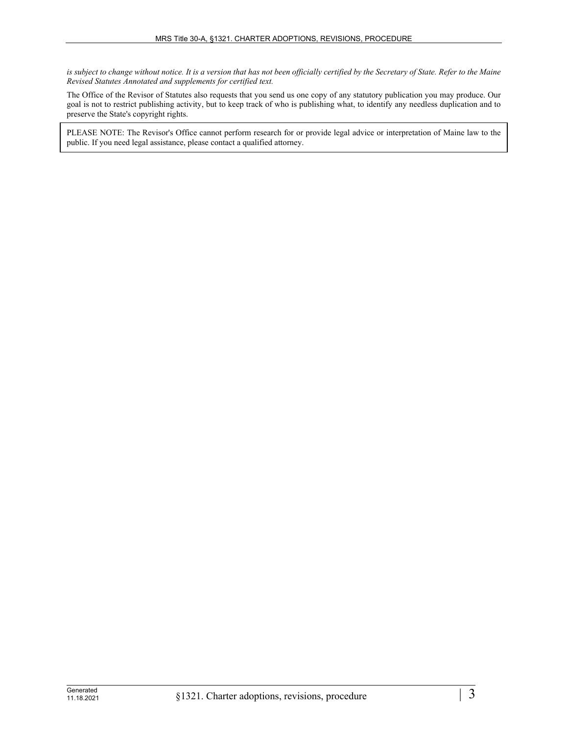*is subject to change without notice. It is a version that has not been officially certified by the Secretary of State. Refer to the Maine Revised Statutes Annotated and supplements for certified text.*

The Office of the Revisor of Statutes also requests that you send us one copy of any statutory publication you may produce. Our goal is not to restrict publishing activity, but to keep track of who is publishing what, to identify any needless duplication and to preserve the State's copyright rights.

PLEASE NOTE: The Revisor's Office cannot perform research for or provide legal advice or interpretation of Maine law to the public. If you need legal assistance, please contact a qualified attorney.